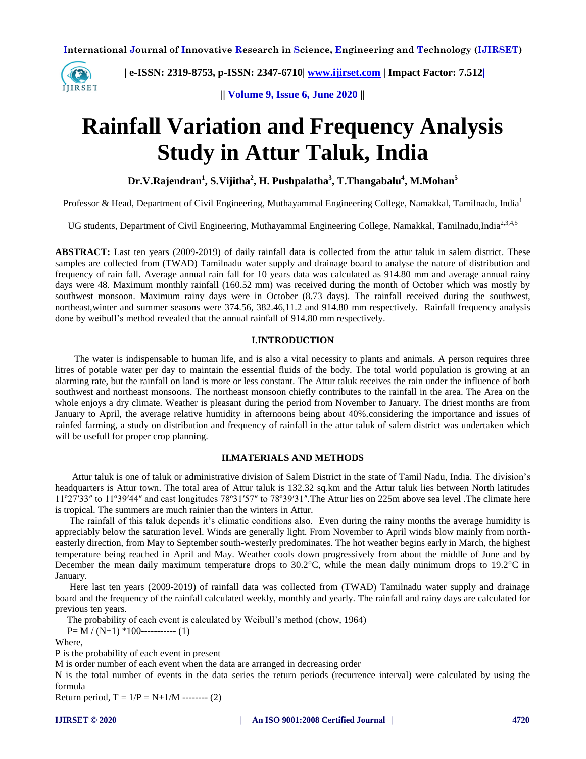# Rainfall Variation and Frequency Analysis Study in Attur Taluk, India

**Dr.V.Rajendran[1], S.Vijitha[2], H. Pushpalatha[3], T.Thangabalu[4], M.Mohan[5]**

Professor & Head, Department of Civil Engineering, Muthayammal Engineering College, Namakkal, Tamilnadu, India[1]

UG students, Department of Civil Engineering, Muthayammal Engineering College, Namakkal, Tamilnadu,India[2,3,4,5]

**ABSTRACT:** Last ten years (2009-2019) of daily rainfall data is collected from the attur taluk in salem district. These samples are collected from (TWAD) Tamilnadu water supply and drainage board to analyse the nature of distribution and frequency of rain fall. Average annual rain fall for 10 years data was calculated as 914.80 mm and average annual rainy days were 48. Maximum monthly rainfall (160.52 mm) was received during the month of October which was mostly by southwest monsoon. Maximum rainy days were in October (8.73 days). The rainfall received during the southwest, northeast,winter and summer seasons were 374.56, 382.46,11.2 and 914.80 mm respectively. Rainfall frequency analysis done by weibull's method revealed that the annual rainfall of 914.80 mm respectively.

## I.INTRODUCTION

The water is indispensable to human life, and is also a vital necessity to plants and animals. A person requires three litres of potable water per day to maintain the essential fluids of the body. The total world population is growing at an alarming rate, but the rainfall on land is more or less constant. The Attur taluk receives the rain under the influence of both southwest and northeast monsoons. The northeast monsoon chiefly contributes to the rainfall in the area. The Area on the whole enjoys a dry climate. Weather is pleasant during the period from November to January. The driest months are from January to April, the average relative humidity in afternoons being about 40%.considering the importance and issues of rainfed farming, a study on distribution and frequency of rainfall in the attur taluk of salem district was undertaken which will be usefull for proper crop planning.

## II.MATERIALS AND METHODS

Attur taluk is one of taluk or administrative division of Salem District in the state of Tamil Nadu, India. The division's headquarters is Attur town. The total area of Attur taluk is 132.32 sq.km and the Attur taluk lies between North latitudes 11º27′33″ to 11º39′44″ and east longitudes 78º31′57″ to 78º39′31″.The Attur lies on 225m above sea level .The climate here is tropical. The summers are much rainier than the winters in Attur.

The rainfall of this taluk depends it's climatic conditions also. Even during the rainy months the average humidity is appreciably below the saturation level. Winds are generally light. From November to April winds blow mainly from north-easterly direction, from May to September south-westerly predominates. The hot weather begins early in March, the highest temperature being reached in April and May. Weather cools down progressively from about the middle of June and by December the mean daily maximum temperature drops to 30.2°C, while the mean daily minimum drops to 19.2°C in January.

Here last ten years (2009-2019) of rainfall data was collected from (TWAD) Tamilnadu water supply and drainage board and the frequency of the rainfall calculated weekly, monthly and yearly. The rainfall and rainy days are calculated for previous ten years.

The probability of each event is calculated by Weibull's method (chow, 1964)

P= M / (N+1) *100----------- (1)

Where,

P is the probability of each event in present

M is order number of each event when the data are arranged in decreasing order

N is the total number of events in the data series the return periods (recurrence interval) were calculated by using the formula

Return period, T = 1/P = N+1/M -------- (2)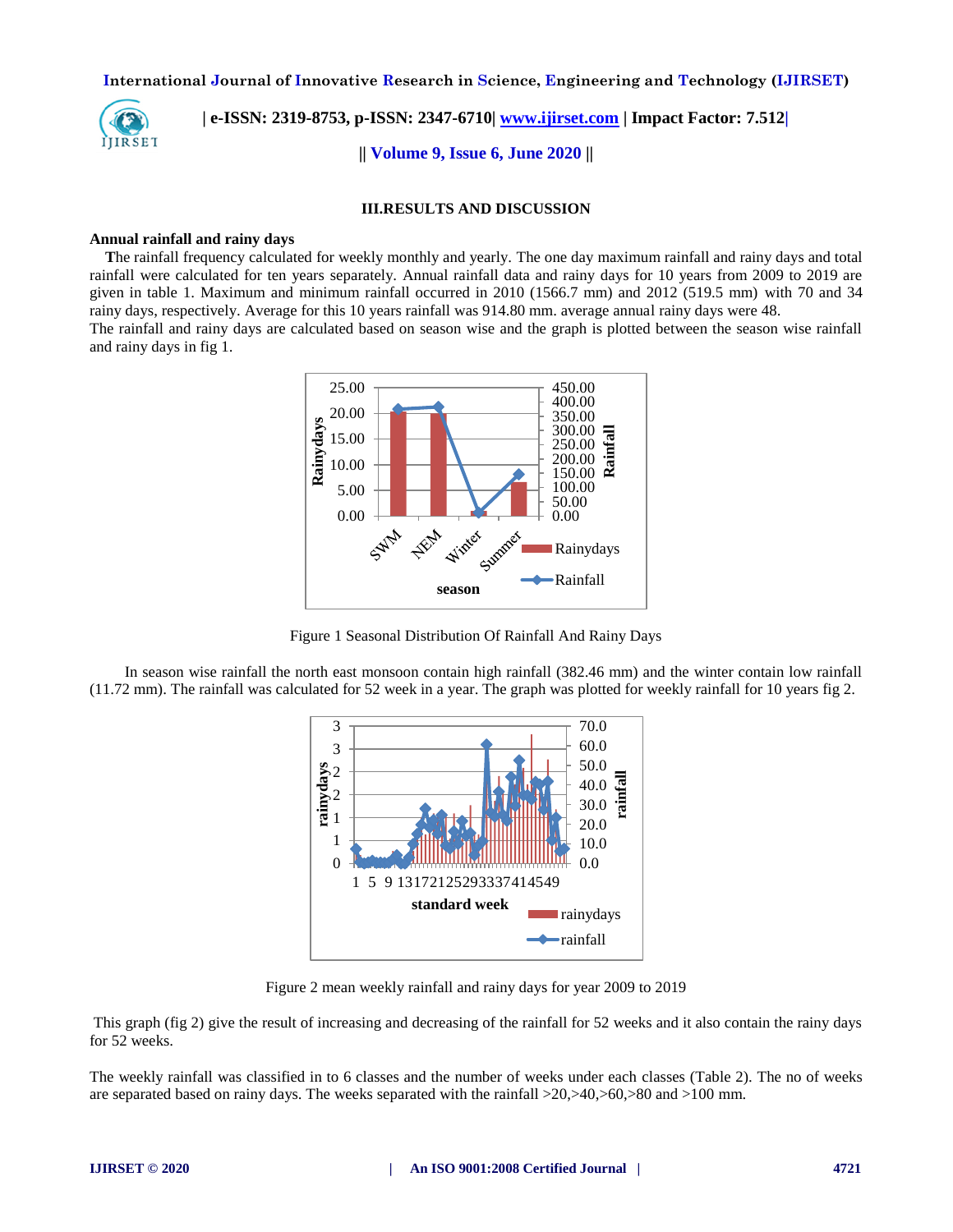## III.RESULTS AND DISCUSSION

### Annual rainfall and rainy days

**T**he rainfall frequency calculated for weekly monthly and yearly. The one day maximum rainfall and rainy days and total rainfall were calculated for ten years separately. Annual rainfall data and rainy days for 10 years from 2009 to 2019 are given in table 1. Maximum and minimum rainfall occurred in 2010 (1566.7 mm) and 2012 (519.5 mm) with 70 and 34 rainy days, respectively. Average for this 10 years rainfall was 914.80 mm. average annual rainy days were 48.

The rainfall and rainy days are calculated based on season wise and the graph is plotted between the season wise rainfall and rainy days in fig 1.

Figure 1 Seasonal Distribution Of Rainfall And Rainy Days

In season wise rainfall the north east monsoon contain high rainfall (382.46 mm) and the winter contain low rainfall (11.72 mm). The rainfall was calculated for 52 week in a year. The graph was plotted for weekly rainfall for 10 years fig 2.

Figure 2 mean weekly rainfall and rainy days for year 2009 to 2019

This graph (fig 2) give the result of increasing and decreasing of the rainfall for 52 weeks and it also contain the rainy days for 52 weeks.

The weekly rainfall was classified in to 6 classes and the number of weeks under each classes (Table 2). The no of weeks are separated based on rainy days. The weeks separated with the rainfall >20,>40,>60,>80 and >100 mm.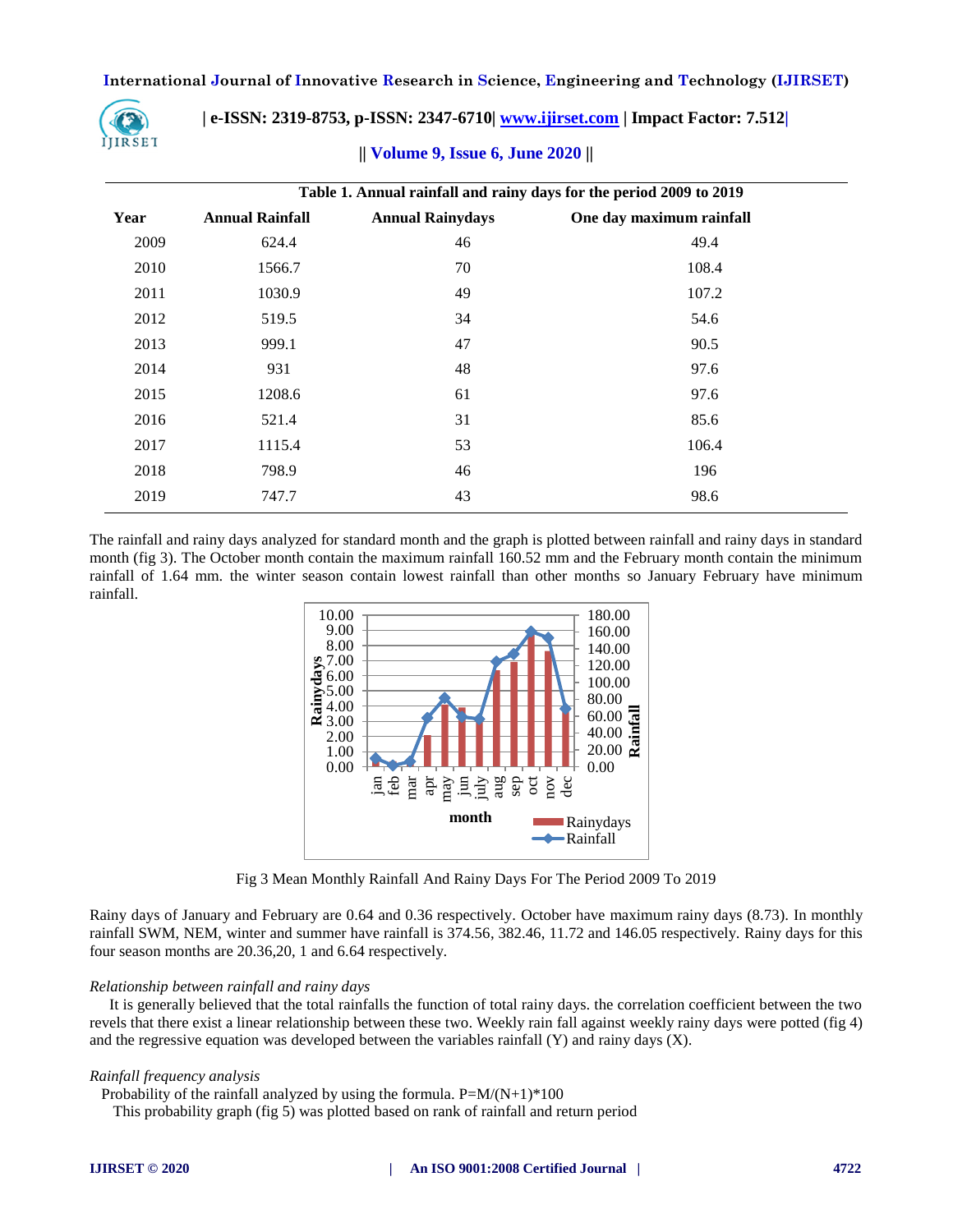**Table 1. Annual rainfall and rainy days for the period 2009 to 2019**

| Year | Annual Rainfall | Annual Rainydays | One day maximum rainfall |
|---|---|---|---|
| 2009 | 624.4 | 46 | 49.4 |
| 2010 | 1566.7 | 70 | 108.4 |
| 2011 | 1030.9 | 49 | 107.2 |
| 2012 | 519.5 | 34 | 54.6 |
| 2013 | 999.1 | 47 | 90.5 |
| 2014 | 931 | 48 | 97.6 |
| 2015 | 1208.6 | 61 | 97.6 |
| 2016 | 521.4 | 31 | 85.6 |
| 2017 | 1115.4 | 53 | 106.4 |
| 2018 | 798.9 | 46 | 196 |
| 2019 | 747.7 | 43 | 98.6 |

The rainfall and rainy days analyzed for standard month and the graph is plotted between rainfall and rainy days in standard month (fig 3). The October month contain the maximum rainfall 160.52 mm and the February month contain the minimum rainfall of 1.64 mm. the winter season contain lowest rainfall than other months so January February have minimum rainfall.

Fig 3 Mean Monthly Rainfall And Rainy Days For The Period 2009 To 2019

Rainy days of January and February are 0.64 and 0.36 respectively. October have maximum rainy days (8.73). In monthly rainfall SWM, NEM, winter and summer have rainfall is 374.56, 382.46, 11.72 and 146.05 respectively. Rainy days for this four season months are 20.36,20, 1 and 6.64 respectively.

*Relationship between rainfall and rainy days*

It is generally believed that the total rainfalls the function of total rainy days. the correlation coefficient between the two revels that there exist a linear relationship between these two. Weekly rain fall against weekly rainy days were potted (fig 4) and the regressive equation was developed between the variables rainfall (Y) and rainy days (X).

*Rainfall frequency analysis*

Probability of the rainfall analyzed by using the formula. $P=M/(N+1)*100$

This probability graph (fig 5) was plotted based on rank of rainfall and return period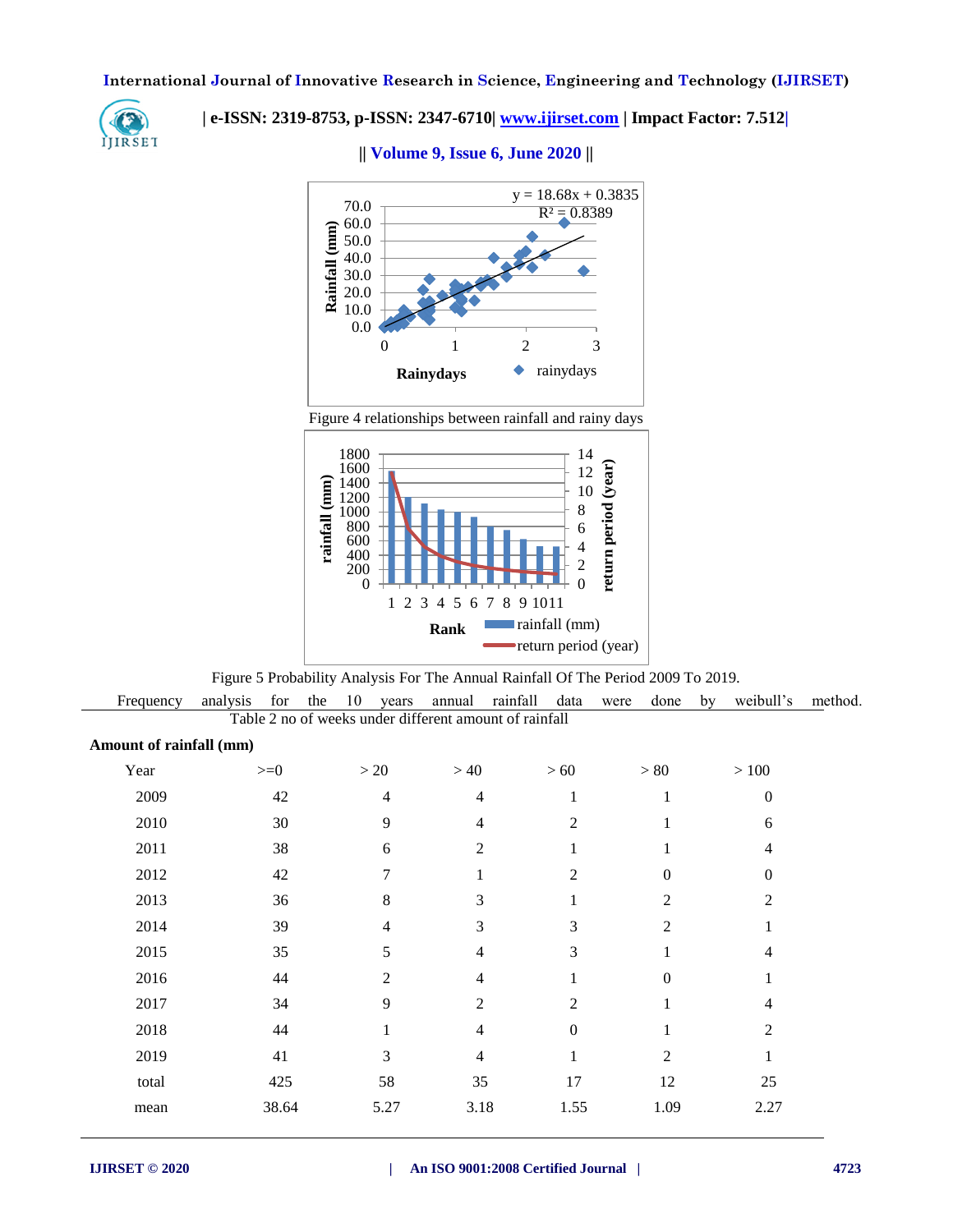Figure 4 relationships between rainfall and rainy days

Figure 5 Probability Analysis For The Annual Rainfall Of The Period 2009 To 2019.

Frequency analysis for the 10 years annual rainfall data were done by weibull's method.

Table 2 no of weeks under different amount of rainfall

| Amount of rainfall (mm) | | | | | | |
|---|---|---|---|---|---|---|
| Year | >=0 | > 20 | > 40 | > 60 | > 80 | > 100 |
| 2009 | 42 | 4 | 4 | 1 | 1 | 0 |
| 2010 | 30 | 9 | 4 | 2 | 1 | 6 |
| 2011 | 38 | 6 | 2 | 1 | 1 | 4 |
| 2012 | 42 | 7 | 1 | 2 | 0 | 0 |
| 2013 | 36 | 8 | 3 | 1 | 2 | 2 |
| 2014 | 39 | 4 | 3 | 3 | 2 | 1 |
| 2015 | 35 | 5 | 4 | 3 | 1 | 4 |
| 2016 | 44 | 2 | 4 | 1 | 0 | 1 |
| 2017 | 34 | 9 | 2 | 2 | 1 | 4 |
| 2018 | 44 | 1 | 4 | 0 | 1 | 2 |
| 2019 | 41 | 3 | 4 | 1 | 2 | 1 |
| total | 425 | 58 | 35 | 17 | 12 | 25 |
| mean | 38.64 | 5.27 | 3.18 | 1.55 | 1.09 | 2.27 |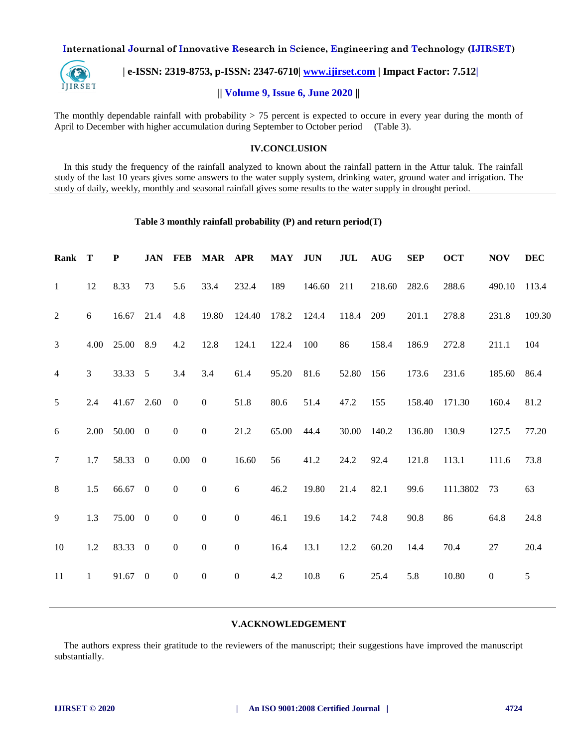The monthly dependable rainfall with probability > 75 percent is expected to occure in every year during the month of April to December with higher accumulation during September to October period (Table 3).

## IV.CONCLUSION

In this study the frequency of the rainfall analyzed to known about the rainfall pattern in the Attur taluk. The rainfall study of the last 10 years gives some answers to the water supply system, drinking water, ground water and irrigation. The study of daily, weekly, monthly and seasonal rainfall gives some results to the water supply in drought period.

**Table 3 monthly rainfall probability (P) and return period(T)**

| Rank | T | P | JAN | FEB | MAR | APR | MAY | JUN | JUL | AUG | SEP | OCT | NOV | DEC |
|---|---|---|---|---|---|---|---|---|---|---|---|---|---|---|
| 1 | 12 | 8.33 | 73 | 5.6 | 33.4 | 232.4 | 189 | 146.60 | 211 | 218.60 | 282.6 | 288.6 | 490.10 | 113.4 |
| 2 | 6 | 16.67 | 21.4 | 4.8 | 19.80 | 124.40 | 178.2 | 124.4 | 118.4 | 209 | 201.1 | 278.8 | 231.8 | 109.30 |
| 3 | 4.00 | 25.00 | 8.9 | 4.2 | 12.8 | 124.1 | 122.4 | 100 | 86 | 158.4 | 186.9 | 272.8 | 211.1 | 104 |
| 4 | 3 | 33.33 | 5 | 3.4 | 3.4 | 61.4 | 95.20 | 81.6 | 52.80 | 156 | 173.6 | 231.6 | 185.60 | 86.4 |
| 5 | 2.4 | 41.67 | 2.60 | 0 | 0 | 51.8 | 80.6 | 51.4 | 47.2 | 155 | 158.40 | 171.30 | 160.4 | 81.2 |
| 6 | 2.00 | 50.00 | 0 | 0 | 0 | 21.2 | 65.00 | 44.4 | 30.00 | 140.2 | 136.80 | 130.9 | 127.5 | 77.20 |
| 7 | 1.7 | 58.33 | 0 | 0.00 | 0 | 16.60 | 56 | 41.2 | 24.2 | 92.4 | 121.8 | 113.1 | 111.6 | 73.8 |
| 8 | 1.5 | 66.67 | 0 | 0 | 0 | 6 | 46.2 | 19.80 | 21.4 | 82.1 | 99.6 | 111.3802 | 73 | 63 |
| 9 | 1.3 | 75.00 | 0 | 0 | 0 | 0 | 46.1 | 19.6 | 14.2 | 74.8 | 90.8 | 86 | 64.8 | 24.8 |
| 10 | 1.2 | 83.33 | 0 | 0 | 0 | 0 | 16.4 | 13.1 | 12.2 | 60.20 | 14.4 | 70.4 | 27 | 20.4 |
| 11 | 1 | 91.67 | 0 | 0 | 0 | 0 | 4.2 | 10.8 | 6 | 25.4 | 5.8 | 10.80 | 0 | 5 |

## V.ACKNOWLEDGEMENT

The authors express their gratitude to the reviewers of the manuscript; their suggestions have improved the manuscript substantially.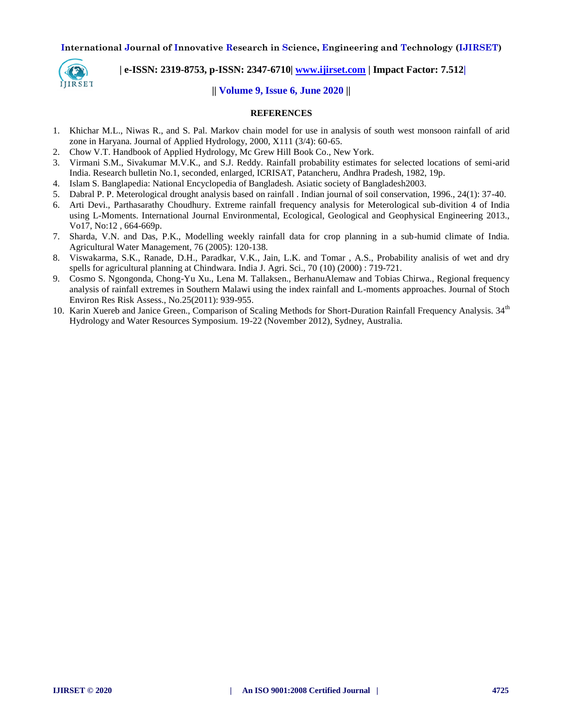## REFERENCES

1. Khichar M.L., Niwas R., and S. Pal. Markov chain model for use in analysis of south west monsoon rainfall of arid zone in Haryana. Journal of Applied Hydrology, 2000, X111 (3/4): 60-65.
2. Chow V.T. Handbook of Applied Hydrology, Mc Grew Hill Book Co., New York.
3. Virmani S.M., Sivakumar M.V.K., and S.J. Reddy. Rainfall probability estimates for selected locations of semi-arid India. Research bulletin No.1, seconded, enlarged, ICRISAT, Patancheru, Andhra Pradesh, 1982, 19p.
4. Islam S. Banglapedia: National Encyclopedia of Bangladesh. Asiatic society of Bangladesh2003.
5. Dabral P. P. Meterological drought analysis based on rainfall . Indian journal of soil conservation, 1996., 24(1): 37-40.
6. Arti Devi., Parthasarathy Choudhury. Extreme rainfall frequency analysis for Meterological sub-divition 4 of India using L-Moments. International Journal Environmental, Ecological, Geological and Geophysical Engineering 2013., Vo17, No:12 , 664-669p.
7. Sharda, V.N. and Das, P.K., Modelling weekly rainfall data for crop planning in a sub-humid climate of India. Agricultural Water Management, 76 (2005): 120-138.
8. Viswakarma, S.K., Ranade, D.H., Paradkar, V.K., Jain, L.K. and Tomar , A.S., Probability analisis of wet and dry spells for agricultural planning at Chindwara. India J. Agri. Sci., 70 (10) (2000) : 719-721.
9. Cosmo S. Ngongonda, Chong-Yu Xu., Lena M. Tallaksen., BerhanuAlemaw and Tobias Chirwa., Regional frequency analysis of rainfall extremes in Southern Malawi using the index rainfall and L-moments approaches. Journal of Stoch Environ Res Risk Assess., No.25(2011): 939-955.
10. Karin Xuereb and Janice Green., Comparison of Scaling Methods for Short-Duration Rainfall Frequency Analysis. 34th Hydrology and Water Resources Symposium. 19-22 (November 2012), Sydney, Australia.